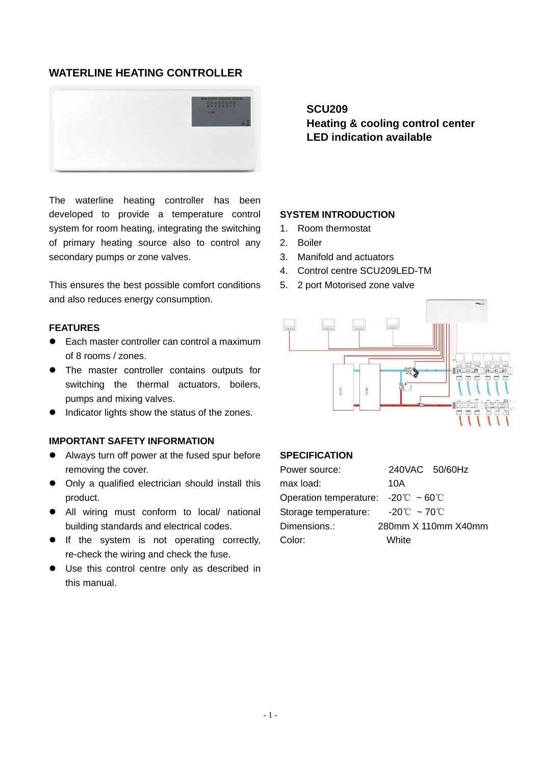# WATERLINE HEATING CONTROLLER

**SCU209**
**Heating & cooling control center**
**LED indication available**

The waterline heating controller has been developed to provide a temperature control system for room heating, integrating the switching of primary heating source also to control any secondary pumps or zone valves.

This ensures the best possible comfort conditions and also reduces energy consumption.

## FEATURES

- Each master controller can control a maximum of 8 rooms / zones.
- The master controller contains outputs for switching the thermal actuators, boilers, pumps and mixing valves.
- Indicator lights show the status of the zones.

## IMPORTANT SAFETY INFORMATION

- Always turn off power at the fused spur before removing the cover.
- Only a qualified electrician should install this product.
- All wiring must conform to local/ national building standards and electrical codes.
- If the system is not operating correctly, re-check the wiring and check the fuse.
- Use this control centre only as described in this manual.

## SYSTEM INTRODUCTION

1. Room thermostat
2. Boiler
3. Manifold and actuators
4. Control centre SCU209LED-TM
5. 2 port Motorised zone valve

## SPECIFICATION

| | |
|---|---|
| Power source: | 240VAC 50/60Hz |
| max load: | 10A |
| Operation temperature: | -20℃ ~ 60℃ |
| Storage temperature: | -20℃ ~ 70℃ |
| Dimensions.: | 280mm X 110mm X40mm |
| Color: | White |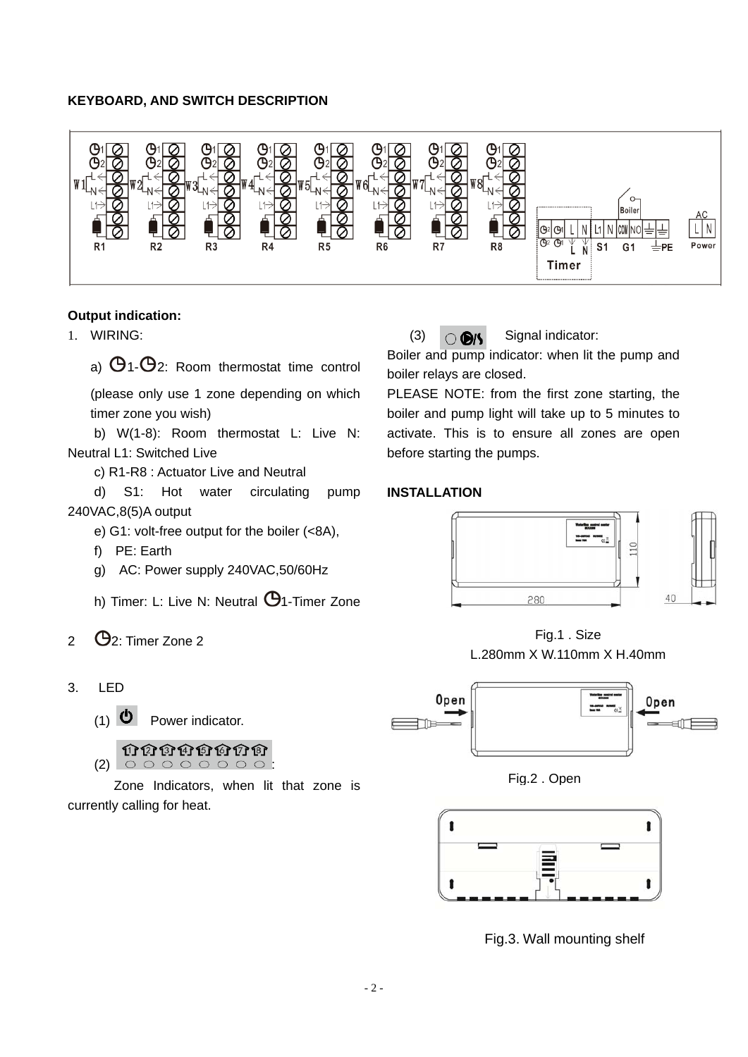**KEYBOARD, AND SWITCH DESCRIPTION**

**Output indication:**

1. WIRING:

   a) ⏲1-⏲2: Room thermostat time control (please only use 1 zone depending on which timer zone you wish)

   b) W(1-8): Room thermostat L: Live N: Neutral L1: Switched Live

   c) R1-R8 : Actuator Live and Neutral

   d) S1: Hot water circulating pump 240VAC,8(5)A output

   e) G1: volt-free output for the boiler (<8A),

   f) PE: Earth

   g) AC: Power supply 240VAC,50/60Hz

   h) Timer: L: Live N: Neutral ⏲1-Timer Zone

2 ⏲2: Timer Zone 2

3. LED

   (1) Power indicator.

   (2) :

   Zone Indicators, when lit that zone is currently calling for heat.

   (3) Signal indicator:

Boiler and pump indicator: when lit the pump and boiler relays are closed.

PLEASE NOTE: from the first zone starting, the boiler and pump light will take up to 5 minutes to activate. This is to ensure all zones are open before starting the pumps.

**INSTALLATION**

Fig.1 . Size
L.280mm X W.110mm X H.40mm

Fig.2 . Open

Fig.3. Wall mounting shelf